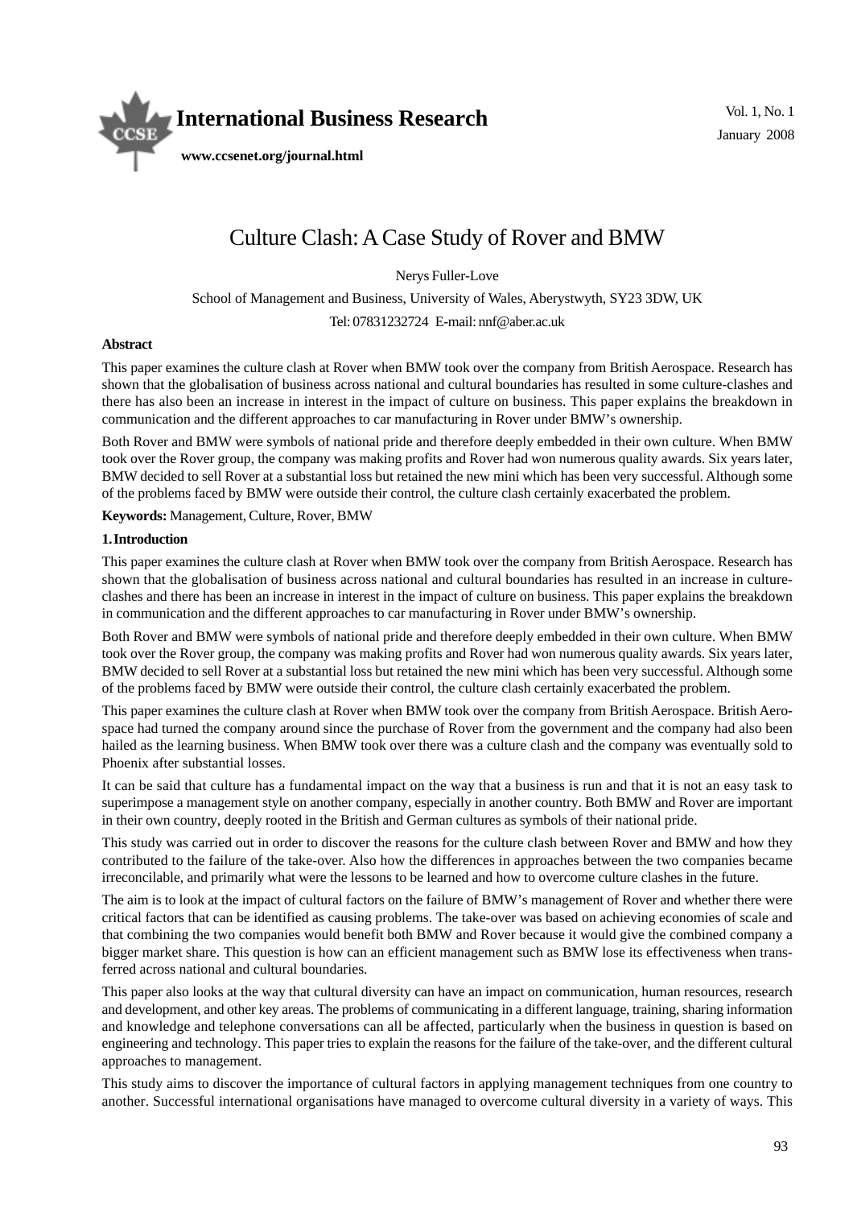# Culture Clash: A Case Study of Rover and BMW

Nerys Fuller-Love

School of Management and Business, University of Wales, Aberystwyth, SY23 3DW, UK

Tel: 07831232724 E-mail: nnf@aber.ac.uk

**Abstract**

This paper examines the culture clash at Rover when BMW took over the company from British Aerospace. Research has shown that the globalisation of business across national and cultural boundaries has resulted in some culture-clashes and there has also been an increase in interest in the impact of culture on business. This paper explains the breakdown in communication and the different approaches to car manufacturing in Rover under BMW's ownership.

Both Rover and BMW were symbols of national pride and therefore deeply embedded in their own culture. When BMW took over the Rover group, the company was making profits and Rover had won numerous quality awards. Six years later, BMW decided to sell Rover at a substantial loss but retained the new mini which has been very successful. Although some of the problems faced by BMW were outside their control, the culture clash certainly exacerbated the problem.

**Keywords:** Management, Culture, Rover, BMW

## 1. Introduction

This paper examines the culture clash at Rover when BMW took over the company from British Aerospace. Research has shown that the globalisation of business across national and cultural boundaries has resulted in an increase in culture-clashes and there has been an increase in interest in the impact of culture on business. This paper explains the breakdown in communication and the different approaches to car manufacturing in Rover under BMW's ownership.

Both Rover and BMW were symbols of national pride and therefore deeply embedded in their own culture. When BMW took over the Rover group, the company was making profits and Rover had won numerous quality awards. Six years later, BMW decided to sell Rover at a substantial loss but retained the new mini which has been very successful. Although some of the problems faced by BMW were outside their control, the culture clash certainly exacerbated the problem.

This paper examines the culture clash at Rover when BMW took over the company from British Aerospace. British Aerospace had turned the company around since the purchase of Rover from the government and the company had also been hailed as the learning business. When BMW took over there was a culture clash and the company was eventually sold to Phoenix after substantial losses.

It can be said that culture has a fundamental impact on the way that a business is run and that it is not an easy task to superimpose a management style on another company, especially in another country. Both BMW and Rover are important in their own country, deeply rooted in the British and German cultures as symbols of their national pride.

This study was carried out in order to discover the reasons for the culture clash between Rover and BMW and how they contributed to the failure of the take-over. Also how the differences in approaches between the two companies became irreconcilable, and primarily what were the lessons to be learned and how to overcome culture clashes in the future.

The aim is to look at the impact of cultural factors on the failure of BMW's management of Rover and whether there were critical factors that can be identified as causing problems. The take-over was based on achieving economies of scale and that combining the two companies would benefit both BMW and Rover because it would give the combined company a bigger market share. This question is how can an efficient management such as BMW lose its effectiveness when transferred across national and cultural boundaries.

This paper also looks at the way that cultural diversity can have an impact on communication, human resources, research and development, and other key areas. The problems of communicating in a different language, training, sharing information and knowledge and telephone conversations can all be affected, particularly when the business in question is based on engineering and technology. This paper tries to explain the reasons for the failure of the take-over, and the different cultural approaches to management.

This study aims to discover the importance of cultural factors in applying management techniques from one country to another. Successful international organisations have managed to overcome cultural diversity in a variety of ways. This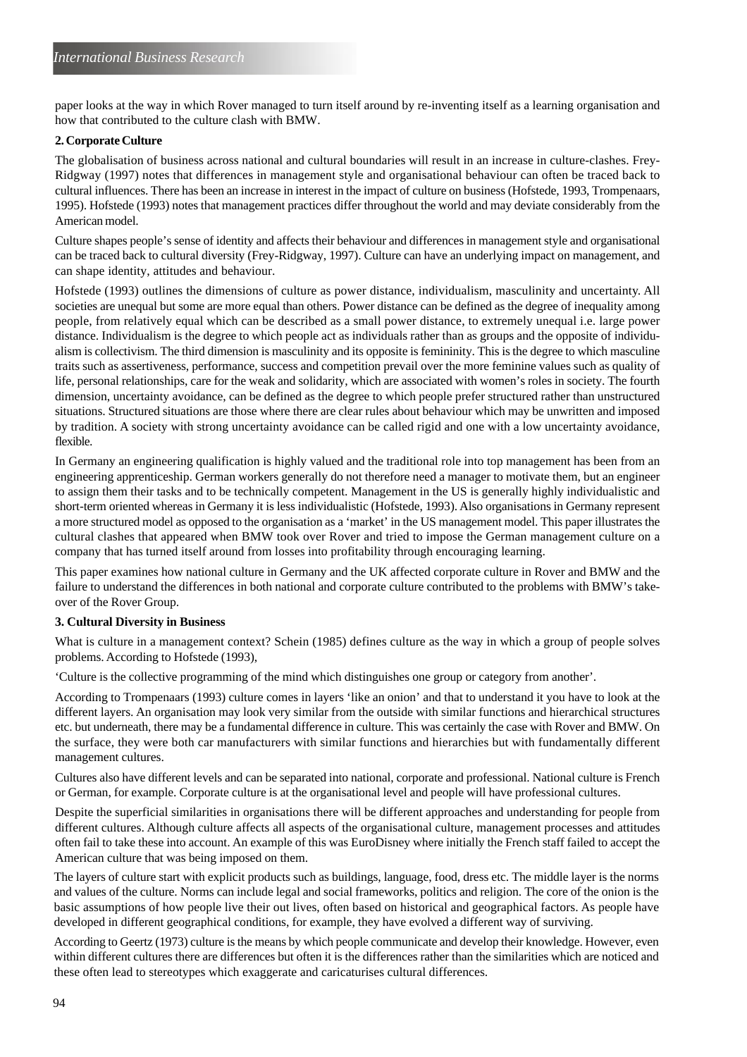paper looks at the way in which Rover managed to turn itself around by re-inventing itself as a learning organisation and how that contributed to the culture clash with BMW.

## 2. Corporate Culture

The globalisation of business across national and cultural boundaries will result in an increase in culture-clashes. Frey-Ridgway (1997) notes that differences in management style and organisational behaviour can often be traced back to cultural influences. There has been an increase in interest in the impact of culture on business (Hofstede, 1993, Trompenaars, 1995). Hofstede (1993) notes that management practices differ throughout the world and may deviate considerably from the American model.

Culture shapes people's sense of identity and affects their behaviour and differences in management style and organisational can be traced back to cultural diversity (Frey-Ridgway, 1997). Culture can have an underlying impact on management, and can shape identity, attitudes and behaviour.

Hofstede (1993) outlines the dimensions of culture as power distance, individualism, masculinity and uncertainty. All societies are unequal but some are more equal than others. Power distance can be defined as the degree of inequality among people, from relatively equal which can be described as a small power distance, to extremely unequal i.e. large power distance. Individualism is the degree to which people act as individuals rather than as groups and the opposite of individualism is collectivism. The third dimension is masculinity and its opposite is femininity. This is the degree to which masculine traits such as assertiveness, performance, success and competition prevail over the more feminine values such as quality of life, personal relationships, care for the weak and solidarity, which are associated with women's roles in society. The fourth dimension, uncertainty avoidance, can be defined as the degree to which people prefer structured rather than unstructured situations. Structured situations are those where there are clear rules about behaviour which may be unwritten and imposed by tradition. A society with strong uncertainty avoidance can be called rigid and one with a low uncertainty avoidance, flexible.

In Germany an engineering qualification is highly valued and the traditional role into top management has been from an engineering apprenticeship. German workers generally do not therefore need a manager to motivate them, but an engineer to assign them their tasks and to be technically competent. Management in the US is generally highly individualistic and short-term oriented whereas in Germany it is less individualistic (Hofstede, 1993). Also organisations in Germany represent a more structured model as opposed to the organisation as a 'market' in the US management model. This paper illustrates the cultural clashes that appeared when BMW took over Rover and tried to impose the German management culture on a company that has turned itself around from losses into profitability through encouraging learning.

This paper examines how national culture in Germany and the UK affected corporate culture in Rover and BMW and the failure to understand the differences in both national and corporate culture contributed to the problems with BMW's take-over of the Rover Group.

## 3. Cultural Diversity in Business

What is culture in a management context? Schein (1985) defines culture as the way in which a group of people solves problems. According to Hofstede (1993),

'Culture is the collective programming of the mind which distinguishes one group or category from another'.

According to Trompenaars (1993) culture comes in layers 'like an onion' and that to understand it you have to look at the different layers. An organisation may look very similar from the outside with similar functions and hierarchical structures etc. but underneath, there may be a fundamental difference in culture. This was certainly the case with Rover and BMW. On the surface, they were both car manufacturers with similar functions and hierarchies but with fundamentally different management cultures.

Cultures also have different levels and can be separated into national, corporate and professional. National culture is French or German, for example. Corporate culture is at the organisational level and people will have professional cultures.

Despite the superficial similarities in organisations there will be different approaches and understanding for people from different cultures. Although culture affects all aspects of the organisational culture, management processes and attitudes often fail to take these into account. An example of this was EuroDisney where initially the French staff failed to accept the American culture that was being imposed on them.

The layers of culture start with explicit products such as buildings, language, food, dress etc. The middle layer is the norms and values of the culture. Norms can include legal and social frameworks, politics and religion. The core of the onion is the basic assumptions of how people live their out lives, often based on historical and geographical factors. As people have developed in different geographical conditions, for example, they have evolved a different way of surviving.

According to Geertz (1973) culture is the means by which people communicate and develop their knowledge. However, even within different cultures there are differences but often it is the differences rather than the similarities which are noticed and these often lead to stereotypes which exaggerate and caricaturises cultural differences.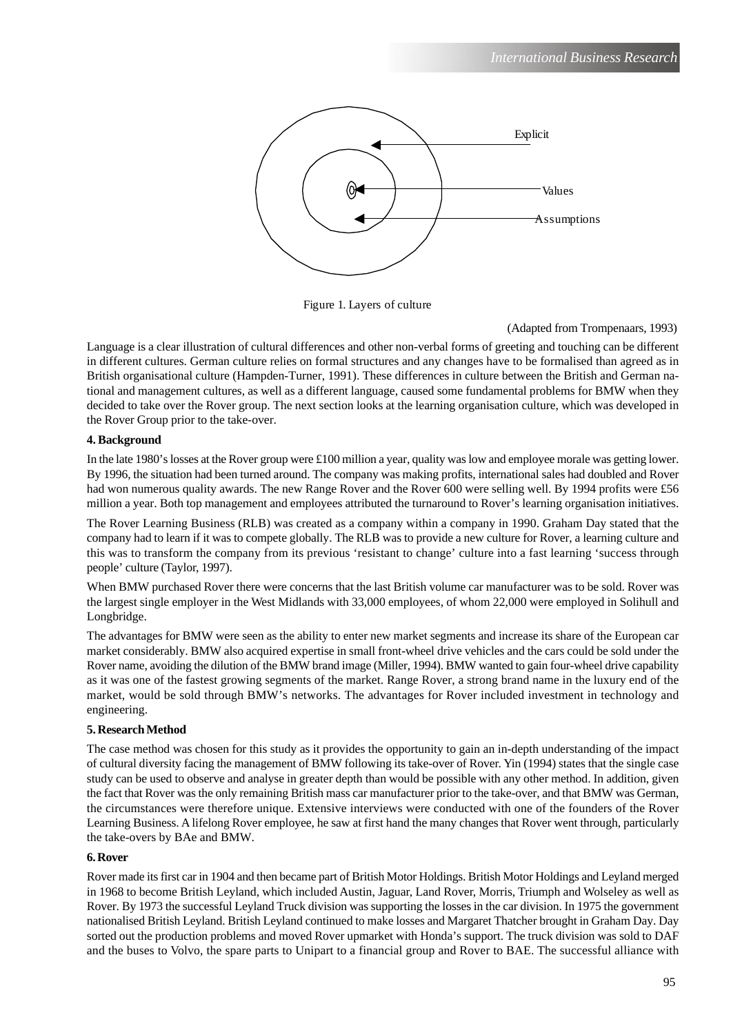Explicit

Values

Assumptions

Figure 1. Layers of culture

(Adapted from Trompenaars, 1993)

Language is a clear illustration of cultural differences and other non-verbal forms of greeting and touching can be different in different cultures. German culture relies on formal structures and any changes have to be formalised than agreed as in British organisational culture (Hampden-Turner, 1991). These differences in culture between the British and German national and management cultures, as well as a different language, caused some fundamental problems for BMW when they decided to take over the Rover group. The next section looks at the learning organisation culture, which was developed in the Rover Group prior to the take-over.

**4. Background**

In the late 1980's losses at the Rover group were £100 million a year, quality was low and employee morale was getting lower. By 1996, the situation had been turned around. The company was making profits, international sales had doubled and Rover had won numerous quality awards. The new Range Rover and the Rover 600 were selling well. By 1994 profits were £56 million a year. Both top management and employees attributed the turnaround to Rover's learning organisation initiatives.

The Rover Learning Business (RLB) was created as a company within a company in 1990. Graham Day stated that the company had to learn if it was to compete globally. The RLB was to provide a new culture for Rover, a learning culture and this was to transform the company from its previous 'resistant to change' culture into a fast learning 'success through people' culture (Taylor, 1997).

When BMW purchased Rover there were concerns that the last British volume car manufacturer was to be sold. Rover was the largest single employer in the West Midlands with 33,000 employees, of whom 22,000 were employed in Solihull and Longbridge.

The advantages for BMW were seen as the ability to enter new market segments and increase its share of the European car market considerably. BMW also acquired expertise in small front-wheel drive vehicles and the cars could be sold under the Rover name, avoiding the dilution of the BMW brand image (Miller, 1994). BMW wanted to gain four-wheel drive capability as it was one of the fastest growing segments of the market. Range Rover, a strong brand name in the luxury end of the market, would be sold through BMW's networks. The advantages for Rover included investment in technology and engineering.

**5. Research Method**

The case method was chosen for this study as it provides the opportunity to gain an in-depth understanding of the impact of cultural diversity facing the management of BMW following its take-over of Rover. Yin (1994) states that the single case study can be used to observe and analyse in greater depth than would be possible with any other method. In addition, given the fact that Rover was the only remaining British mass car manufacturer prior to the take-over, and that BMW was German, the circumstances were therefore unique. Extensive interviews were conducted with one of the founders of the Rover Learning Business. A lifelong Rover employee, he saw at first hand the many changes that Rover went through, particularly the take-overs by BAe and BMW.

**6. Rover**

Rover made its first car in 1904 and then became part of British Motor Holdings. British Motor Holdings and Leyland merged in 1968 to become British Leyland, which included Austin, Jaguar, Land Rover, Morris, Triumph and Wolseley as well as Rover. By 1973 the successful Leyland Truck division was supporting the losses in the car division. In 1975 the government nationalised British Leyland. British Leyland continued to make losses and Margaret Thatcher brought in Graham Day. Day sorted out the production problems and moved Rover upmarket with Honda's support. The truck division was sold to DAF and the buses to Volvo, the spare parts to Unipart to a financial group and Rover to BAE. The successful alliance with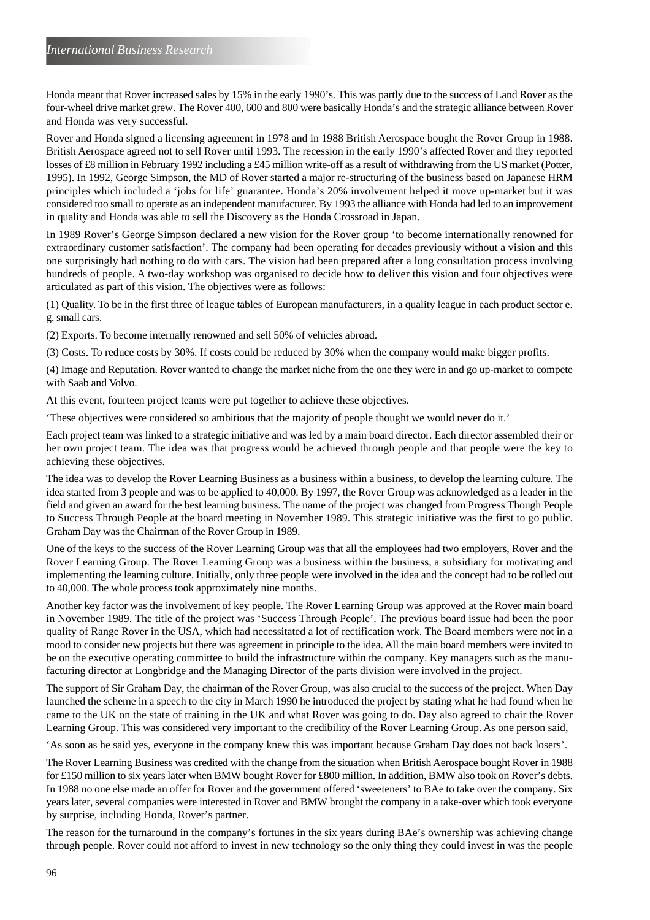Honda meant that Rover increased sales by 15% in the early 1990's. This was partly due to the success of Land Rover as the four-wheel drive market grew. The Rover 400, 600 and 800 were basically Honda's and the strategic alliance between Rover and Honda was very successful.

Rover and Honda signed a licensing agreement in 1978 and in 1988 British Aerospace bought the Rover Group in 1988. British Aerospace agreed not to sell Rover until 1993. The recession in the early 1990's affected Rover and they reported losses of £8 million in February 1992 including a £45 million write-off as a result of withdrawing from the US market (Potter, 1995). In 1992, George Simpson, the MD of Rover started a major re-structuring of the business based on Japanese HRM principles which included a 'jobs for life' guarantee. Honda's 20% involvement helped it move up-market but it was considered too small to operate as an independent manufacturer. By 1993 the alliance with Honda had led to an improvement in quality and Honda was able to sell the Discovery as the Honda Crossroad in Japan.

In 1989 Rover's George Simpson declared a new vision for the Rover group 'to become internationally renowned for extraordinary customer satisfaction'. The company had been operating for decades previously without a vision and this one surprisingly had nothing to do with cars. The vision had been prepared after a long consultation process involving hundreds of people. A two-day workshop was organised to decide how to deliver this vision and four objectives were articulated as part of this vision. The objectives were as follows:

(1) Quality. To be in the first three of league tables of European manufacturers, in a quality league in each product sector e. g. small cars.

(2) Exports. To become internally renowned and sell 50% of vehicles abroad.

(3) Costs. To reduce costs by 30%. If costs could be reduced by 30% when the company would make bigger profits.

(4) Image and Reputation. Rover wanted to change the market niche from the one they were in and go up-market to compete with Saab and Volvo.

At this event, fourteen project teams were put together to achieve these objectives.

'These objectives were considered so ambitious that the majority of people thought we would never do it.'

Each project team was linked to a strategic initiative and was led by a main board director. Each director assembled their or her own project team. The idea was that progress would be achieved through people and that people were the key to achieving these objectives.

The idea was to develop the Rover Learning Business as a business within a business, to develop the learning culture. The idea started from 3 people and was to be applied to 40,000. By 1997, the Rover Group was acknowledged as a leader in the field and given an award for the best learning business. The name of the project was changed from Progress Though People to Success Through People at the board meeting in November 1989. This strategic initiative was the first to go public. Graham Day was the Chairman of the Rover Group in 1989.

One of the keys to the success of the Rover Learning Group was that all the employees had two employers, Rover and the Rover Learning Group. The Rover Learning Group was a business within the business, a subsidiary for motivating and implementing the learning culture. Initially, only three people were involved in the idea and the concept had to be rolled out to 40,000. The whole process took approximately nine months.

Another key factor was the involvement of key people. The Rover Learning Group was approved at the Rover main board in November 1989. The title of the project was 'Success Through People'. The previous board issue had been the poor quality of Range Rover in the USA, which had necessitated a lot of rectification work. The Board members were not in a mood to consider new projects but there was agreement in principle to the idea. All the main board members were invited to be on the executive operating committee to build the infrastructure within the company. Key managers such as the manufacturing director at Longbridge and the Managing Director of the parts division were involved in the project.

The support of Sir Graham Day, the chairman of the Rover Group, was also crucial to the success of the project. When Day launched the scheme in a speech to the city in March 1990 he introduced the project by stating what he had found when he came to the UK on the state of training in the UK and what Rover was going to do. Day also agreed to chair the Rover Learning Group. This was considered very important to the credibility of the Rover Learning Group. As one person said,

'As soon as he said yes, everyone in the company knew this was important because Graham Day does not back losers'.

The Rover Learning Business was credited with the change from the situation when British Aerospace bought Rover in 1988 for £150 million to six years later when BMW bought Rover for £800 million. In addition, BMW also took on Rover's debts. In 1988 no one else made an offer for Rover and the government offered 'sweeteners' to BAe to take over the company. Six years later, several companies were interested in Rover and BMW brought the company in a take-over which took everyone by surprise, including Honda, Rover's partner.

The reason for the turnaround in the company's fortunes in the six years during BAe's ownership was achieving change through people. Rover could not afford to invest in new technology so the only thing they could invest in was the people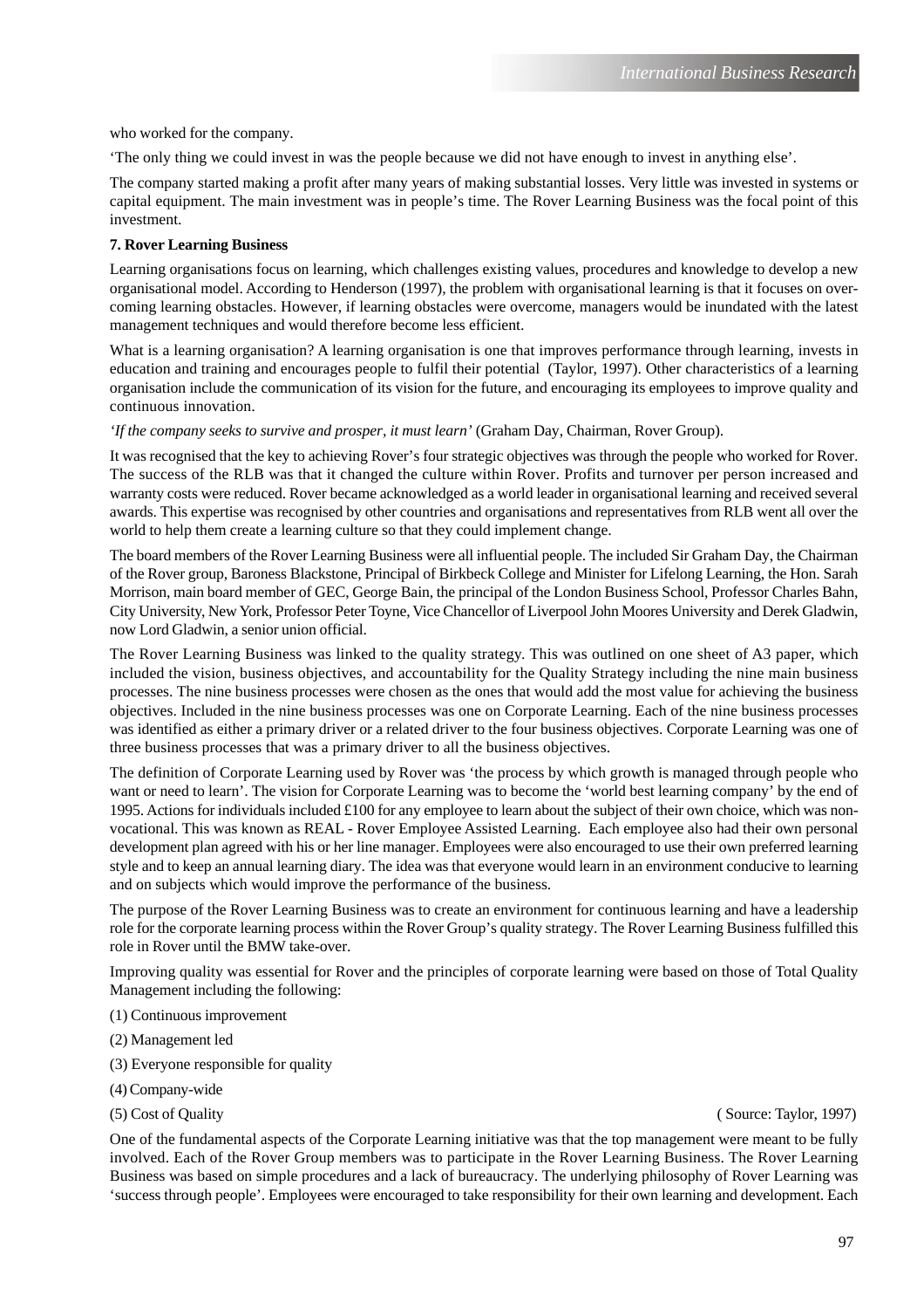who worked for the company.

'The only thing we could invest in was the people because we did not have enough to invest in anything else'.

The company started making a profit after many years of making substantial losses. Very little was invested in systems or capital equipment. The main investment was in people's time. The Rover Learning Business was the focal point of this investment.

**7. Rover Learning Business**

Learning organisations focus on learning, which challenges existing values, procedures and knowledge to develop a new organisational model. According to Henderson (1997), the problem with organisational learning is that it focuses on overcoming learning obstacles. However, if learning obstacles were overcome, managers would be inundated with the latest management techniques and would therefore become less efficient.

What is a learning organisation? A learning organisation is one that improves performance through learning, invests in education and training and encourages people to fulfil their potential (Taylor, 1997). Other characteristics of a learning organisation include the communication of its vision for the future, and encouraging its employees to improve quality and continuous innovation.

*'If the company seeks to survive and prosper, it must learn'* (Graham Day, Chairman, Rover Group).

It was recognised that the key to achieving Rover's four strategic objectives was through the people who worked for Rover. The success of the RLB was that it changed the culture within Rover. Profits and turnover per person increased and warranty costs were reduced. Rover became acknowledged as a world leader in organisational learning and received several awards. This expertise was recognised by other countries and organisations and representatives from RLB went all over the world to help them create a learning culture so that they could implement change.

The board members of the Rover Learning Business were all influential people. The included Sir Graham Day, the Chairman of the Rover group, Baroness Blackstone, Principal of Birkbeck College and Minister for Lifelong Learning, the Hon. Sarah Morrison, main board member of GEC, George Bain, the principal of the London Business School, Professor Charles Bahn, City University, New York, Professor Peter Toyne, Vice Chancellor of Liverpool John Moores University and Derek Gladwin, now Lord Gladwin, a senior union official.

The Rover Learning Business was linked to the quality strategy. This was outlined on one sheet of A3 paper, which included the vision, business objectives, and accountability for the Quality Strategy including the nine main business processes. The nine business processes were chosen as the ones that would add the most value for achieving the business objectives. Included in the nine business processes was one on Corporate Learning. Each of the nine business processes was identified as either a primary driver or a related driver to the four business objectives. Corporate Learning was one of three business processes that was a primary driver to all the business objectives.

The definition of Corporate Learning used by Rover was 'the process by which growth is managed through people who want or need to learn'. The vision for Corporate Learning was to become the 'world best learning company' by the end of 1995. Actions for individuals included £100 for any employee to learn about the subject of their own choice, which was non-vocational. This was known as REAL - Rover Employee Assisted Learning. Each employee also had their own personal development plan agreed with his or her line manager. Employees were also encouraged to use their own preferred learning style and to keep an annual learning diary. The idea was that everyone would learn in an environment conducive to learning and on subjects which would improve the performance of the business.

The purpose of the Rover Learning Business was to create an environment for continuous learning and have a leadership role for the corporate learning process within the Rover Group's quality strategy. The Rover Learning Business fulfilled this role in Rover until the BMW take-over.

Improving quality was essential for Rover and the principles of corporate learning were based on those of Total Quality Management including the following:

(1) Continuous improvement

(2) Management led

(3) Everyone responsible for quality

(4) Company-wide

(5) Cost of Quality ( Source: Taylor, 1997)

One of the fundamental aspects of the Corporate Learning initiative was that the top management were meant to be fully involved. Each of the Rover Group members was to participate in the Rover Learning Business. The Rover Learning Business was based on simple procedures and a lack of bureaucracy. The underlying philosophy of Rover Learning was 'success through people'. Employees were encouraged to take responsibility for their own learning and development. Each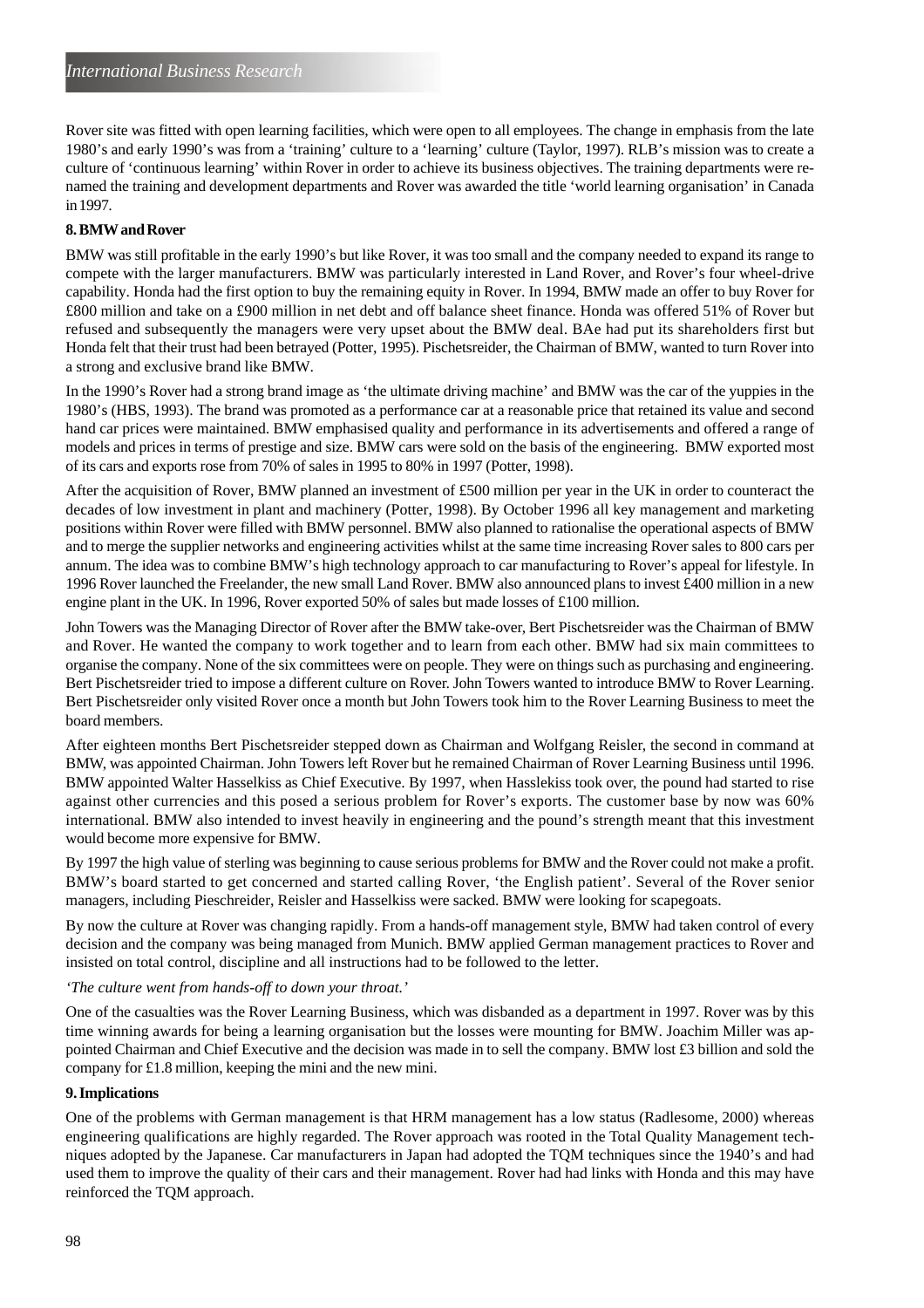Rover site was fitted with open learning facilities, which were open to all employees. The change in emphasis from the late 1980's and early 1990's was from a 'training' culture to a 'learning' culture (Taylor, 1997). RLB's mission was to create a culture of 'continuous learning' within Rover in order to achieve its business objectives. The training departments were re-named the training and development departments and Rover was awarded the title 'world learning organisation' in Canada in 1997.

**8. BMW and Rover**

BMW was still profitable in the early 1990's but like Rover, it was too small and the company needed to expand its range to compete with the larger manufacturers. BMW was particularly interested in Land Rover, and Rover's four wheel-drive capability. Honda had the first option to buy the remaining equity in Rover. In 1994, BMW made an offer to buy Rover for £800 million and take on a £900 million in net debt and off balance sheet finance. Honda was offered 51% of Rover but refused and subsequently the managers were very upset about the BMW deal. BAe had put its shareholders first but Honda felt that their trust had been betrayed (Potter, 1995). Pischetsreider, the Chairman of BMW, wanted to turn Rover into a strong and exclusive brand like BMW.

In the 1990's Rover had a strong brand image as 'the ultimate driving machine' and BMW was the car of the yuppies in the 1980's (HBS, 1993). The brand was promoted as a performance car at a reasonable price that retained its value and second hand car prices were maintained. BMW emphasised quality and performance in its advertisements and offered a range of models and prices in terms of prestige and size. BMW cars were sold on the basis of the engineering. BMW exported most of its cars and exports rose from 70% of sales in 1995 to 80% in 1997 (Potter, 1998).

After the acquisition of Rover, BMW planned an investment of £500 million per year in the UK in order to counteract the decades of low investment in plant and machinery (Potter, 1998). By October 1996 all key management and marketing positions within Rover were filled with BMW personnel. BMW also planned to rationalise the operational aspects of BMW and to merge the supplier networks and engineering activities whilst at the same time increasing Rover sales to 800 cars per annum. The idea was to combine BMW's high technology approach to car manufacturing to Rover's appeal for lifestyle. In 1996 Rover launched the Freelander, the new small Land Rover. BMW also announced plans to invest £400 million in a new engine plant in the UK. In 1996, Rover exported 50% of sales but made losses of £100 million.

John Towers was the Managing Director of Rover after the BMW take-over, Bert Pischetsreider was the Chairman of BMW and Rover. He wanted the company to work together and to learn from each other. BMW had six main committees to organise the company. None of the six committees were on people. They were on things such as purchasing and engineering. Bert Pischetsreider tried to impose a different culture on Rover. John Towers wanted to introduce BMW to Rover Learning. Bert Pischetsreider only visited Rover once a month but John Towers took him to the Rover Learning Business to meet the board members.

After eighteen months Bert Pischetsreider stepped down as Chairman and Wolfgang Reisler, the second in command at BMW, was appointed Chairman. John Towers left Rover but he remained Chairman of Rover Learning Business until 1996. BMW appointed Walter Hasselkiss as Chief Executive. By 1997, when Hasslekiss took over, the pound had started to rise against other currencies and this posed a serious problem for Rover's exports. The customer base by now was 60% international. BMW also intended to invest heavily in engineering and the pound's strength meant that this investment would become more expensive for BMW.

By 1997 the high value of sterling was beginning to cause serious problems for BMW and the Rover could not make a profit. BMW's board started to get concerned and started calling Rover, 'the English patient'. Several of the Rover senior managers, including Pieschreider, Reisler and Hasselkiss were sacked. BMW were looking for scapegoats.

By now the culture at Rover was changing rapidly. From a hands-off management style, BMW had taken control of every decision and the company was being managed from Munich. BMW applied German management practices to Rover and insisted on total control, discipline and all instructions had to be followed to the letter.

*'The culture went from hands-off to down your throat.'*

One of the casualties was the Rover Learning Business, which was disbanded as a department in 1997. Rover was by this time winning awards for being a learning organisation but the losses were mounting for BMW. Joachim Miller was appointed Chairman and Chief Executive and the decision was made in to sell the company. BMW lost £3 billion and sold the company for £1.8 million, keeping the mini and the new mini.

**9. Implications**

One of the problems with German management is that HRM management has a low status (Radlesome, 2000) whereas engineering qualifications are highly regarded. The Rover approach was rooted in the Total Quality Management techniques adopted by the Japanese. Car manufacturers in Japan had adopted the TQM techniques since the 1940's and had used them to improve the quality of their cars and their management. Rover had had links with Honda and this may have reinforced the TQM approach.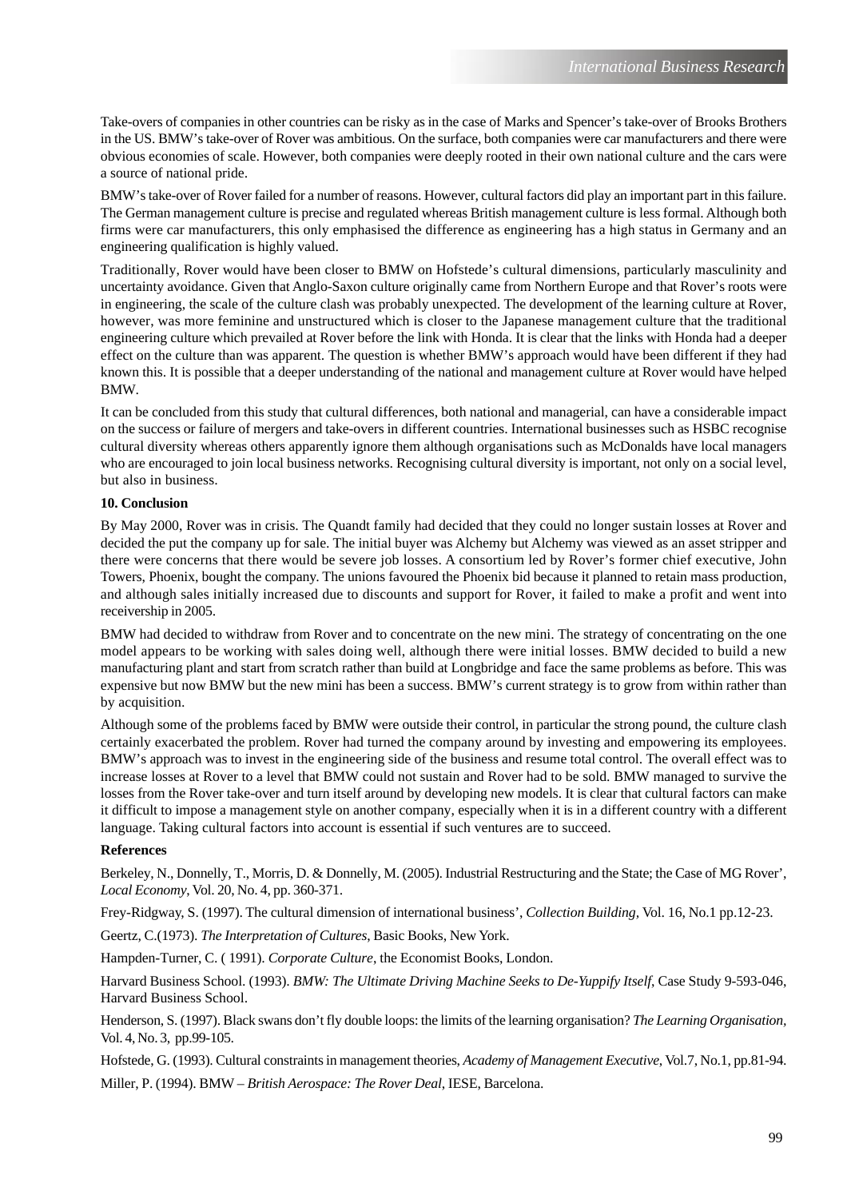Take-overs of companies in other countries can be risky as in the case of Marks and Spencer's take-over of Brooks Brothers in the US. BMW's take-over of Rover was ambitious. On the surface, both companies were car manufacturers and there were obvious economies of scale. However, both companies were deeply rooted in their own national culture and the cars were a source of national pride.

BMW's take-over of Rover failed for a number of reasons. However, cultural factors did play an important part in this failure. The German management culture is precise and regulated whereas British management culture is less formal. Although both firms were car manufacturers, this only emphasised the difference as engineering has a high status in Germany and an engineering qualification is highly valued.

Traditionally, Rover would have been closer to BMW on Hofstede's cultural dimensions, particularly masculinity and uncertainty avoidance. Given that Anglo-Saxon culture originally came from Northern Europe and that Rover's roots were in engineering, the scale of the culture clash was probably unexpected. The development of the learning culture at Rover, however, was more feminine and unstructured which is closer to the Japanese management culture that the traditional engineering culture which prevailed at Rover before the link with Honda. It is clear that the links with Honda had a deeper effect on the culture than was apparent. The question is whether BMW's approach would have been different if they had known this. It is possible that a deeper understanding of the national and management culture at Rover would have helped BMW.

It can be concluded from this study that cultural differences, both national and managerial, can have a considerable impact on the success or failure of mergers and take-overs in different countries. International businesses such as HSBC recognise cultural diversity whereas others apparently ignore them although organisations such as McDonalds have local managers who are encouraged to join local business networks. Recognising cultural diversity is important, not only on a social level, but also in business.

## 10. Conclusion

By May 2000, Rover was in crisis. The Quandt family had decided that they could no longer sustain losses at Rover and decided the put the company up for sale. The initial buyer was Alchemy but Alchemy was viewed as an asset stripper and there were concerns that there would be severe job losses. A consortium led by Rover's former chief executive, John Towers, Phoenix, bought the company. The unions favoured the Phoenix bid because it planned to retain mass production, and although sales initially increased due to discounts and support for Rover, it failed to make a profit and went into receivership in 2005.

BMW had decided to withdraw from Rover and to concentrate on the new mini. The strategy of concentrating on the one model appears to be working with sales doing well, although there were initial losses. BMW decided to build a new manufacturing plant and start from scratch rather than build at Longbridge and face the same problems as before. This was expensive but now BMW but the new mini has been a success. BMW's current strategy is to grow from within rather than by acquisition.

Although some of the problems faced by BMW were outside their control, in particular the strong pound, the culture clash certainly exacerbated the problem. Rover had turned the company around by investing and empowering its employees. BMW's approach was to invest in the engineering side of the business and resume total control. The overall effect was to increase losses at Rover to a level that BMW could not sustain and Rover had to be sold. BMW managed to survive the losses from the Rover take-over and turn itself around by developing new models. It is clear that cultural factors can make it difficult to impose a management style on another company, especially when it is in a different country with a different language. Taking cultural factors into account is essential if such ventures are to succeed.

## References

Berkeley, N., Donnelly, T., Morris, D. & Donnelly, M. (2005). Industrial Restructuring and the State; the Case of MG Rover', *Local Economy*, Vol. 20, No. 4, pp. 360-371.

Frey-Ridgway, S. (1997). The cultural dimension of international business', *Collection Building*, Vol. 16, No.1 pp.12-23.

Geertz, C.(1973). *The Interpretation of Cultures*, Basic Books, New York.

Hampden-Turner, C. ( 1991). *Corporate Culture*, the Economist Books, London.

Harvard Business School. (1993). *BMW: The Ultimate Driving Machine Seeks to De-Yuppify Itself*, Case Study 9-593-046, Harvard Business School.

Henderson, S. (1997). Black swans don't fly double loops: the limits of the learning organisation? *The Learning Organisation*, Vol. 4, No. 3, pp.99-105.

Hofstede, G. (1993). Cultural constraints in management theories, *Academy of Management Executive*, Vol.7, No.1, pp.81-94.

Miller, P. (1994). BMW – *British Aerospace: The Rover Deal*, IESE, Barcelona.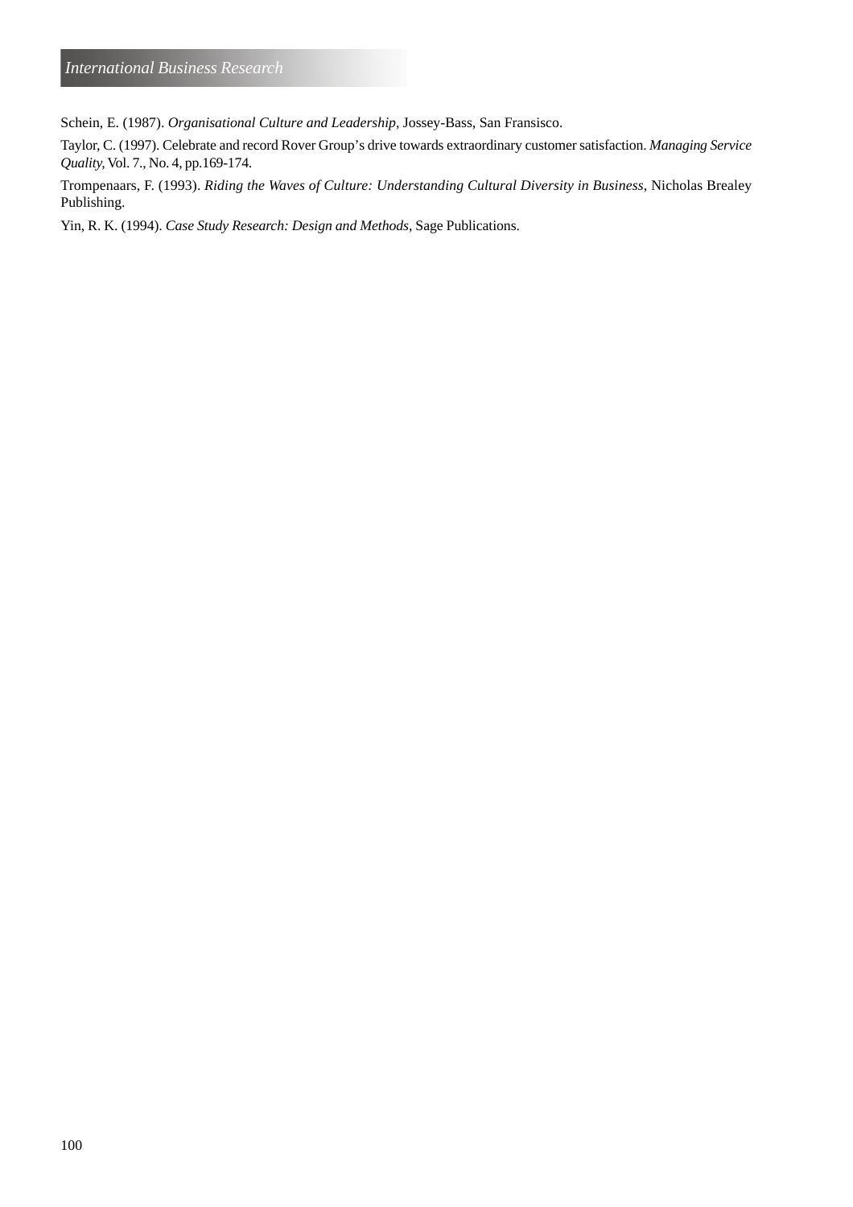Schein, E. (1987). *Organisational Culture and Leadership*, Jossey-Bass, San Fransisco.

Taylor, C. (1997). Celebrate and record Rover Group's drive towards extraordinary customer satisfaction. *Managing Service Quality*, Vol. 7., No. 4, pp.169-174.

Trompenaars, F. (1993). *Riding the Waves of Culture: Understanding Cultural Diversity in Business*, Nicholas Brealey Publishing.

Yin, R. K. (1994). *Case Study Research: Design and Methods*, Sage Publications.